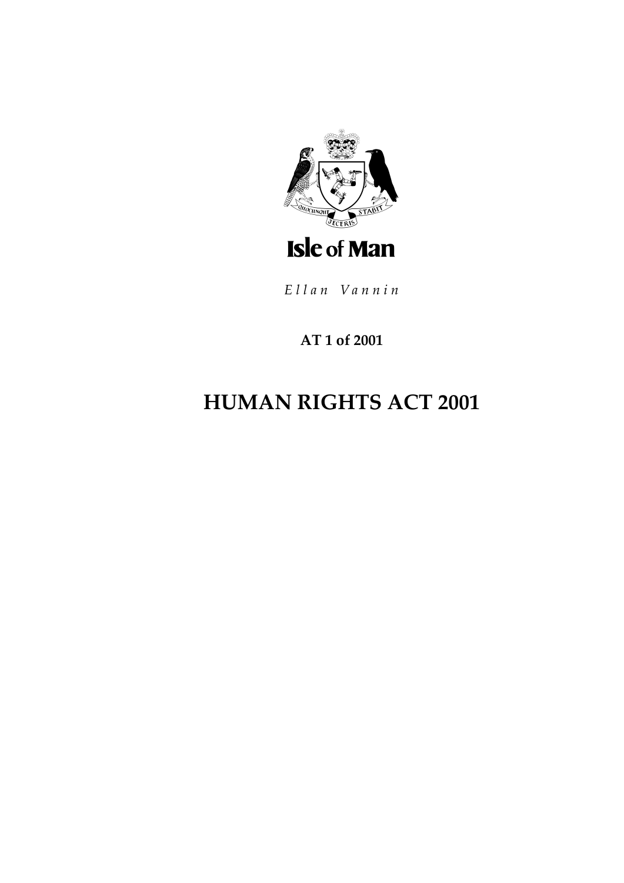Isle of Man

*Ellan Vannin*

**AT 1 of 2001**

# HUMAN RIGHTS ACT 2001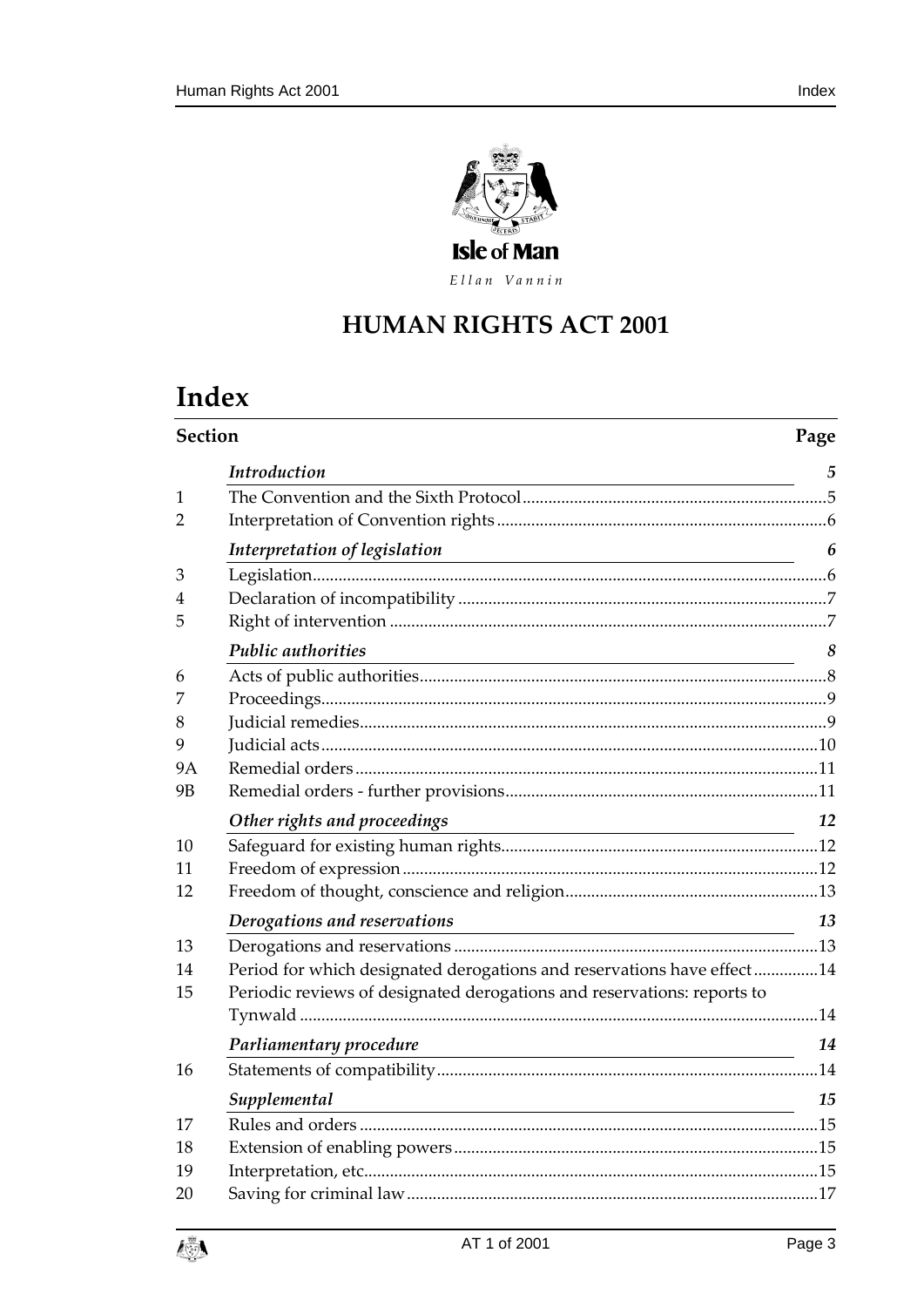Isle of Man

*Ellan Vannin*

# HUMAN RIGHTS ACT 2001

# Index

| Section | | Page |
|---|---|---|
| | *Introduction* | *5* |
| 1 | The Convention and the Sixth Protocol | 5 |
| 2 | Interpretation of Convention rights | 6 |
| | *Interpretation of legislation* | *6* |
| 3 | Legislation | 6 |
| 4 | Declaration of incompatibility | 7 |
| 5 | Right of intervention | 7 |
| | *Public authorities* | *8* |
| 6 | Acts of public authorities | 8 |
| 7 | Proceedings | 9 |
| 8 | Judicial remedies | 9 |
| 9 | Judicial acts | 10 |
| 9A | Remedial orders | 11 |
| 9B | Remedial orders - further provisions | 11 |
| | *Other rights and proceedings* | *12* |
| 10 | Safeguard for existing human rights | 12 |
| 11 | Freedom of expression | 12 |
| 12 | Freedom of thought, conscience and religion | 13 |
| | *Derogations and reservations* | *13* |
| 13 | Derogations and reservations | 13 |
| 14 | Period for which designated derogations and reservations have effect | 14 |
| 15 | Periodic reviews of designated derogations and reservations: reports to Tynwald | 14 |
| | *Parliamentary procedure* | *14* |
| 16 | Statements of compatibility | 14 |
| | *Supplemental* | *15* |
| 17 | Rules and orders | 15 |
| 18 | Extension of enabling powers | 15 |
| 19 | Interpretation, etc. | 15 |
| 20 | Saving for criminal law | 17 |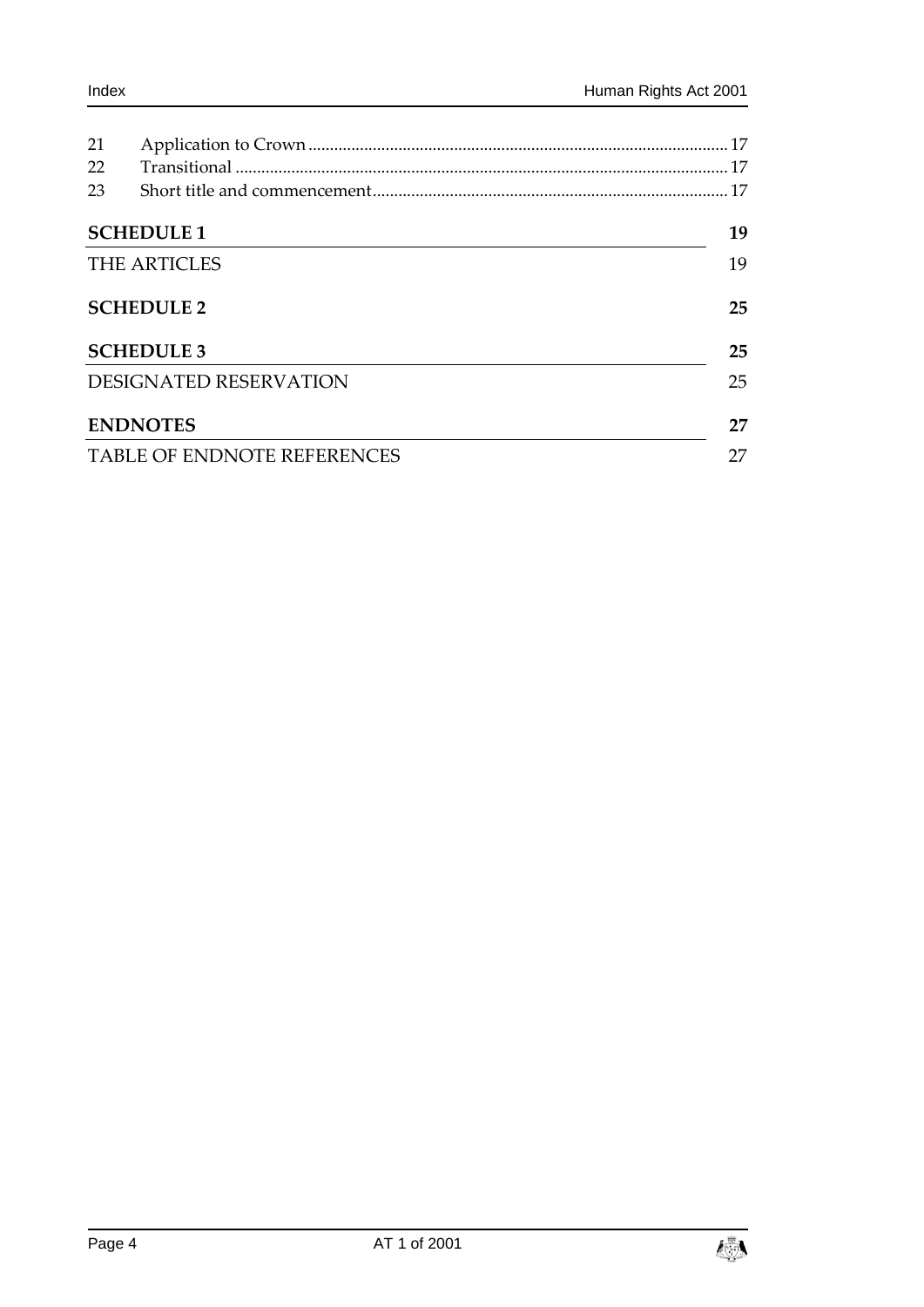| | | |
|---|---|---|
| 21 | Application to Crown | 17 |
| 22 | Transitional | 17 |
| 23 | Short title and commencement | 17 |

**SCHEDULE 1** 19

THE ARTICLES 19

**SCHEDULE 2** 25

**SCHEDULE 3** 25

DESIGNATED RESERVATION 25

**ENDNOTES** 27

TABLE OF ENDNOTE REFERENCES 27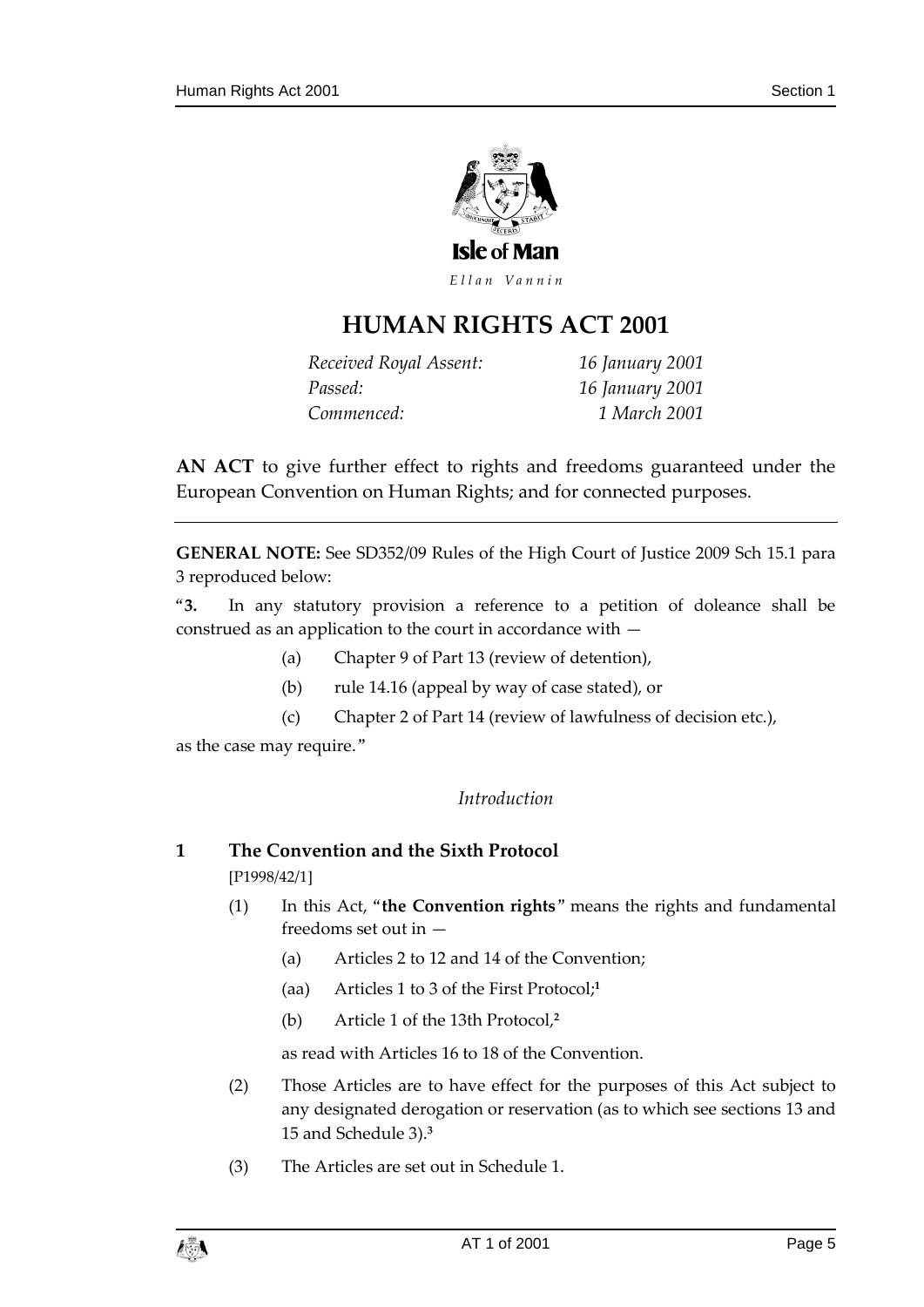Isle of Man

*Ellan Vannin*

# HUMAN RIGHTS ACT 2001

*Received Royal Assent:* *16 January 2001*
*Passed:* *16 January 2001*
*Commenced:* *1 March 2001*

**AN ACT** to give further effect to rights and freedoms guaranteed under the European Convention on Human Rights; and for connected purposes.

---

**GENERAL NOTE:** See SD352/09 Rules of the High Court of Justice 2009 Sch 15.1 para 3 reproduced below:

"**3.** In any statutory provision a reference to a petition of doleance shall be construed as an application to the court in accordance with —

(a) Chapter 9 of Part 13 (review of detention),

(b) rule 14.16 (appeal by way of case stated), or

(c) Chapter 2 of Part 14 (review of lawfulness of decision etc.),

as the case may require."

*Introduction*

## 1 The Convention and the Sixth Protocol

[P1998/42/1]

(1) In this Act, "**the Convention rights**" means the rights and fundamental freedoms set out in —

(a) Articles 2 to 12 and 14 of the Convention;

(aa) Articles 1 to 3 of the First Protocol;[1]

(b) Article 1 of the 13th Protocol,[2]

as read with Articles 16 to 18 of the Convention.

(2) Those Articles are to have effect for the purposes of this Act subject to any designated derogation or reservation (as to which see sections 13 and 15 and Schedule 3).[3]

(3) The Articles are set out in Schedule 1.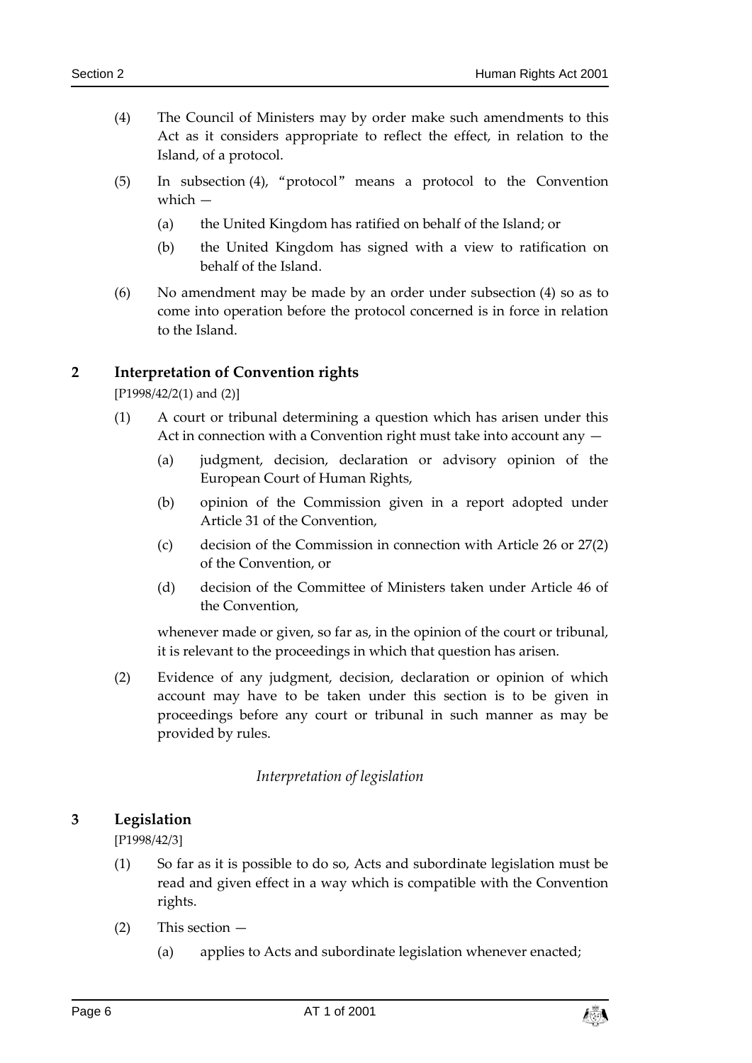(4) The Council of Ministers may by order make such amendments to this Act as it considers appropriate to reflect the effect, in relation to the Island, of a protocol.

(5) In subsection (4), "protocol" means a protocol to the Convention which —

(a) the United Kingdom has ratified on behalf of the Island; or

(b) the United Kingdom has signed with a view to ratification on behalf of the Island.

(6) No amendment may be made by an order under subsection (4) so as to come into operation before the protocol concerned is in force in relation to the Island.

## 2 Interpretation of Convention rights

[P1998/42/2(1) and (2)]

(1) A court or tribunal determining a question which has arisen under this Act in connection with a Convention right must take into account any —

(a) judgment, decision, declaration or advisory opinion of the European Court of Human Rights,

(b) opinion of the Commission given in a report adopted under Article 31 of the Convention,

(c) decision of the Commission in connection with Article 26 or 27(2) of the Convention, or

(d) decision of the Committee of Ministers taken under Article 46 of the Convention,

whenever made or given, so far as, in the opinion of the court or tribunal, it is relevant to the proceedings in which that question has arisen.

(2) Evidence of any judgment, decision, declaration or opinion of which account may have to be taken under this section is to be given in proceedings before any court or tribunal in such manner as may be provided by rules.

*Interpretation of legislation*

## 3 Legislation

[P1998/42/3]

(1) So far as it is possible to do so, Acts and subordinate legislation must be read and given effect in a way which is compatible with the Convention rights.

(2) This section —

(a) applies to Acts and subordinate legislation whenever enacted;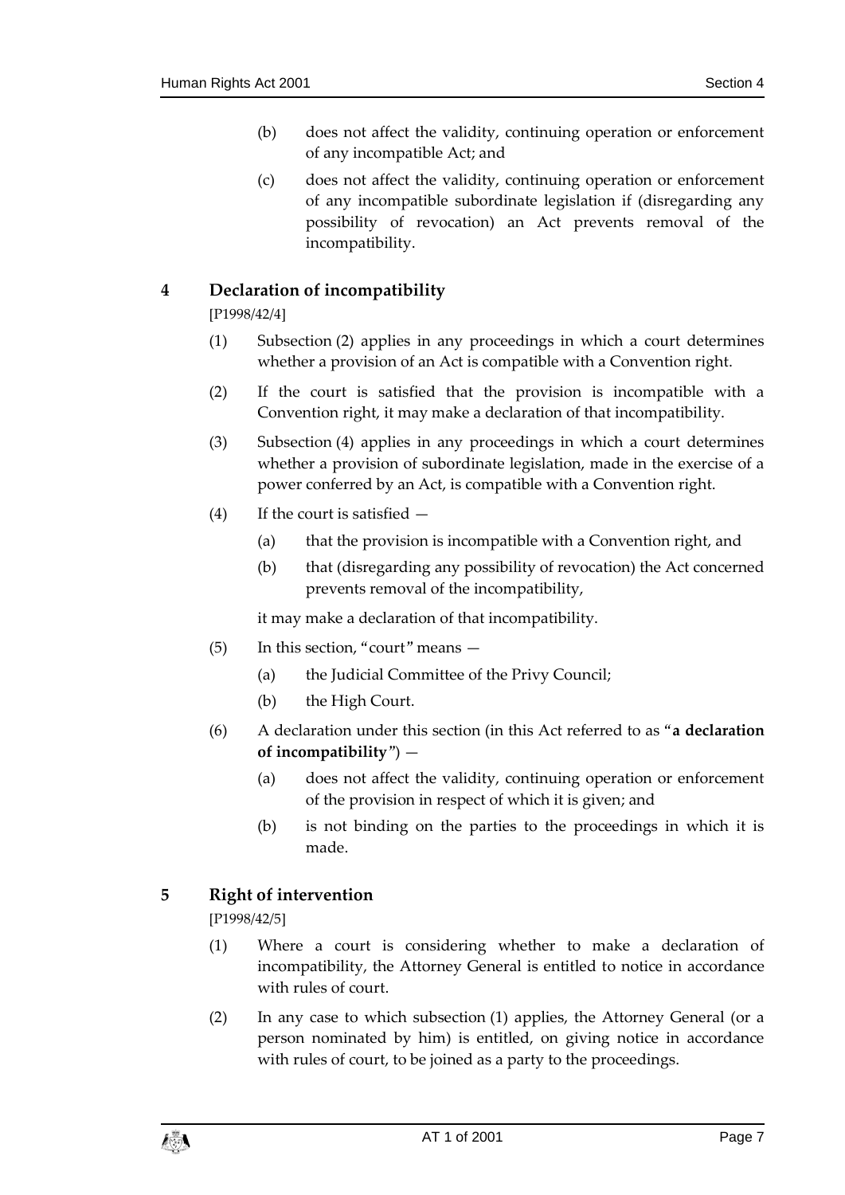(b) does not affect the validity, continuing operation or enforcement of any incompatible Act; and

(c) does not affect the validity, continuing operation or enforcement of any incompatible subordinate legislation if (disregarding any possibility of revocation) an Act prevents removal of the incompatibility.

## 4 Declaration of incompatibility

[P1998/42/4]

(1) Subsection (2) applies in any proceedings in which a court determines whether a provision of an Act is compatible with a Convention right.

(2) If the court is satisfied that the provision is incompatible with a Convention right, it may make a declaration of that incompatibility.

(3) Subsection (4) applies in any proceedings in which a court determines whether a provision of subordinate legislation, made in the exercise of a power conferred by an Act, is compatible with a Convention right.

(4) If the court is satisfied —

(a) that the provision is incompatible with a Convention right, and

(b) that (disregarding any possibility of revocation) the Act concerned prevents removal of the incompatibility,

it may make a declaration of that incompatibility.

(5) In this section, "court" means —

(a) the Judicial Committee of the Privy Council;

(b) the High Court.

(6) A declaration under this section (in this Act referred to as "**a declaration of incompatibility**") —

(a) does not affect the validity, continuing operation or enforcement of the provision in respect of which it is given; and

(b) is not binding on the parties to the proceedings in which it is made.

## 5 Right of intervention

[P1998/42/5]

(1) Where a court is considering whether to make a declaration of incompatibility, the Attorney General is entitled to notice in accordance with rules of court.

(2) In any case to which subsection (1) applies, the Attorney General (or a person nominated by him) is entitled, on giving notice in accordance with rules of court, to be joined as a party to the proceedings.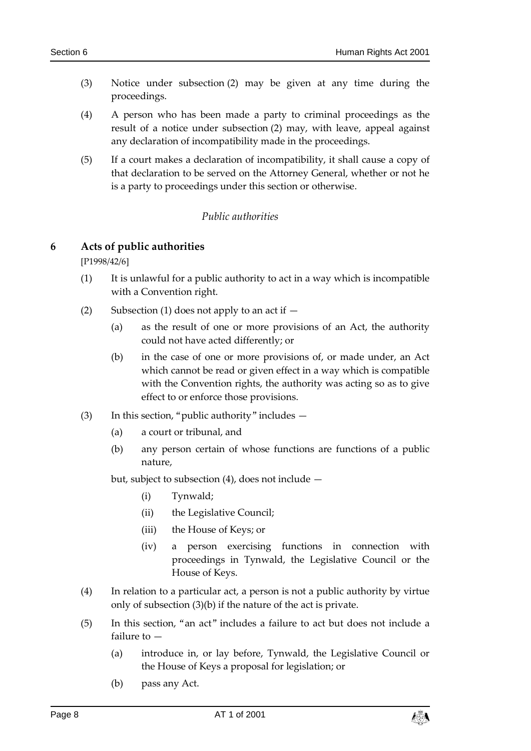(3) Notice under subsection (2) may be given at any time during the proceedings.

(4) A person who has been made a party to criminal proceedings as the result of a notice under subsection (2) may, with leave, appeal against any declaration of incompatibility made in the proceedings.

(5) If a court makes a declaration of incompatibility, it shall cause a copy of that declaration to be served on the Attorney General, whether or not he is a party to proceedings under this section or otherwise.

*Public authorities*

## 6 Acts of public authorities

[P1998/42/6]

(1) It is unlawful for a public authority to act in a way which is incompatible with a Convention right.

(2) Subsection (1) does not apply to an act if —

(a) as the result of one or more provisions of an Act, the authority could not have acted differently; or

(b) in the case of one or more provisions of, or made under, an Act which cannot be read or given effect in a way which is compatible with the Convention rights, the authority was acting so as to give effect to or enforce those provisions.

(3) In this section, "public authority" includes —

(a) a court or tribunal, and

(b) any person certain of whose functions are functions of a public nature,

but, subject to subsection (4), does not include —

(i) Tynwald;

(ii) the Legislative Council;

(iii) the House of Keys; or

(iv) a person exercising functions in connection with proceedings in Tynwald, the Legislative Council or the House of Keys.

(4) In relation to a particular act, a person is not a public authority by virtue only of subsection (3)(b) if the nature of the act is private.

(5) In this section, "an act" includes a failure to act but does not include a failure to —

(a) introduce in, or lay before, Tynwald, the Legislative Council or the House of Keys a proposal for legislation; or

(b) pass any Act.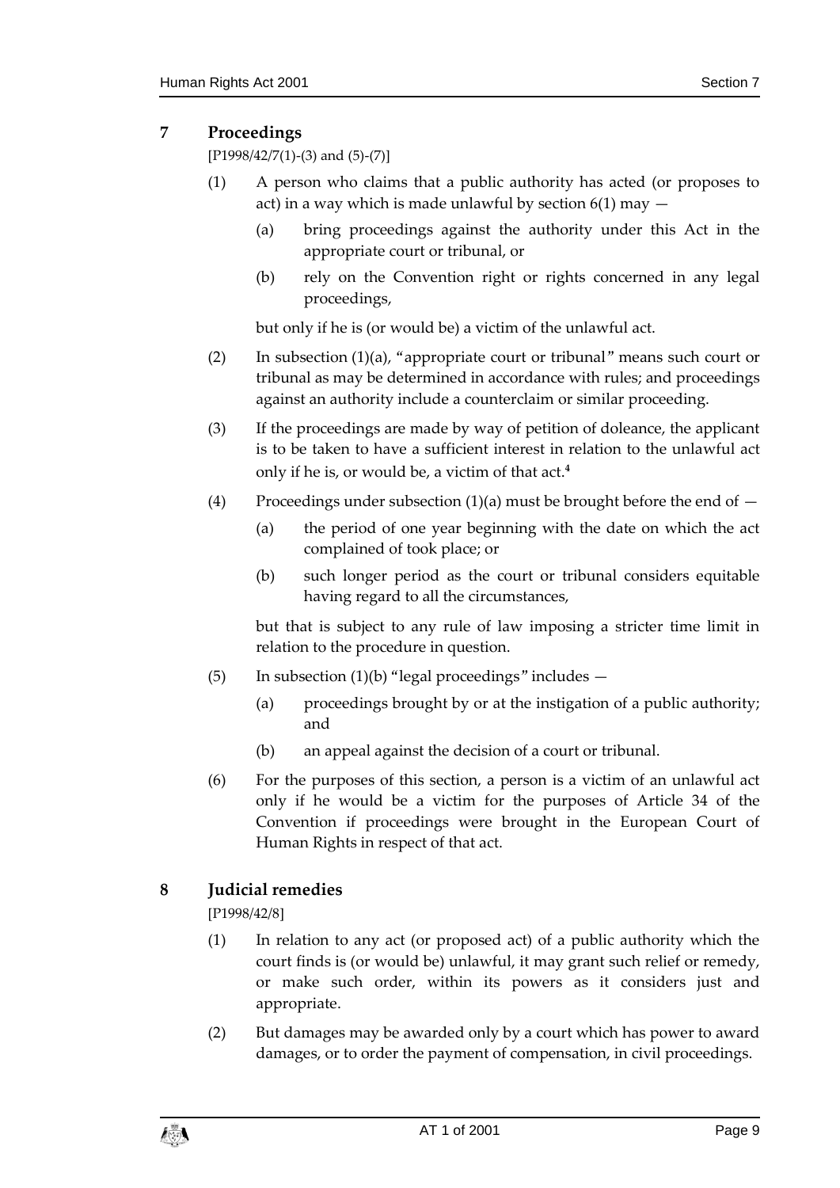## 7 Proceedings

[P1998/42/7(1)-(3) and (5)-(7)]

(1) A person who claims that a public authority has acted (or proposes to act) in a way which is made unlawful by section 6(1) may —

(a) bring proceedings against the authority under this Act in the appropriate court or tribunal, or

(b) rely on the Convention right or rights concerned in any legal proceedings,

but only if he is (or would be) a victim of the unlawful act.

(2) In subsection (1)(a), "appropriate court or tribunal" means such court or tribunal as may be determined in accordance with rules; and proceedings against an authority include a counterclaim or similar proceeding.

(3) If the proceedings are made by way of petition of doleance, the applicant is to be taken to have a sufficient interest in relation to the unlawful act only if he is, or would be, a victim of that act.[4]

(4) Proceedings under subsection (1)(a) must be brought before the end of —

(a) the period of one year beginning with the date on which the act complained of took place; or

(b) such longer period as the court or tribunal considers equitable having regard to all the circumstances,

but that is subject to any rule of law imposing a stricter time limit in relation to the procedure in question.

(5) In subsection (1)(b) "legal proceedings" includes —

(a) proceedings brought by or at the instigation of a public authority; and

(b) an appeal against the decision of a court or tribunal.

(6) For the purposes of this section, a person is a victim of an unlawful act only if he would be a victim for the purposes of Article 34 of the Convention if proceedings were brought in the European Court of Human Rights in respect of that act.

## 8 Judicial remedies

[P1998/42/8]

(1) In relation to any act (or proposed act) of a public authority which the court finds is (or would be) unlawful, it may grant such relief or remedy, or make such order, within its powers as it considers just and appropriate.

(2) But damages may be awarded only by a court which has power to award damages, or to order the payment of compensation, in civil proceedings.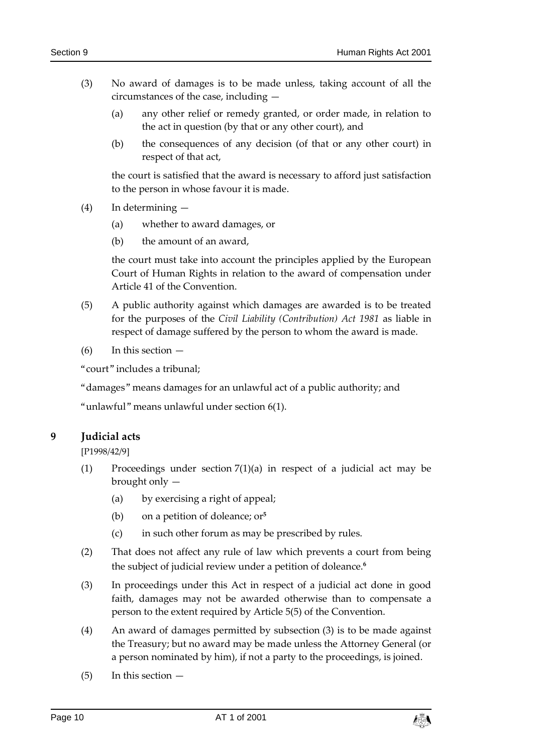(3) No award of damages is to be made unless, taking account of all the circumstances of the case, including —

(a) any other relief or remedy granted, or order made, in relation to the act in question (by that or any other court), and

(b) the consequences of any decision (of that or any other court) in respect of that act,

the court is satisfied that the award is necessary to afford just satisfaction to the person in whose favour it is made.

(4) In determining —

(a) whether to award damages, or

(b) the amount of an award,

the court must take into account the principles applied by the European Court of Human Rights in relation to the award of compensation under Article 41 of the Convention.

(5) A public authority against which damages are awarded is to be treated for the purposes of the *Civil Liability (Contribution) Act 1981* as liable in respect of damage suffered by the person to whom the award is made.

(6) In this section —

"court" includes a tribunal;

"damages" means damages for an unlawful act of a public authority; and

"unlawful" means unlawful under section 6(1).

## 9 Judicial acts

[P1998/42/9]

(1) Proceedings under section 7(1)(a) in respect of a judicial act may be brought only —

(a) by exercising a right of appeal;

(b) on a petition of doleance; or[5]

(c) in such other forum as may be prescribed by rules.

(2) That does not affect any rule of law which prevents a court from being the subject of judicial review under a petition of doleance.[6]

(3) In proceedings under this Act in respect of a judicial act done in good faith, damages may not be awarded otherwise than to compensate a person to the extent required by Article 5(5) of the Convention.

(4) An award of damages permitted by subsection (3) is to be made against the Treasury; but no award may be made unless the Attorney General (or a person nominated by him), if not a party to the proceedings, is joined.

(5) In this section —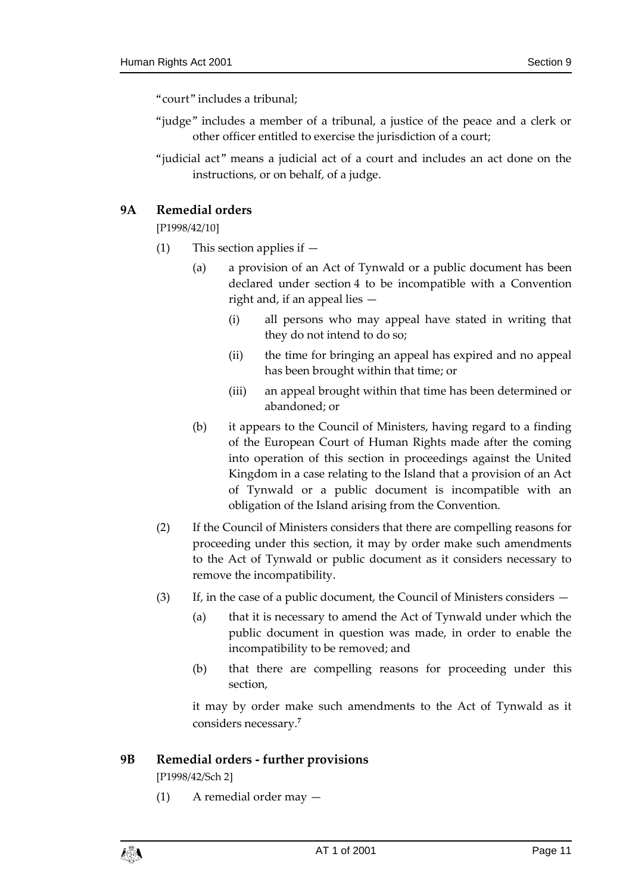"court" includes a tribunal;

"judge" includes a member of a tribunal, a justice of the peace and a clerk or other officer entitled to exercise the jurisdiction of a court;

"judicial act" means a judicial act of a court and includes an act done on the instructions, or on behalf, of a judge.

### 9A Remedial orders

[P1998/42/10]

(1) This section applies if —

(a) a provision of an Act of Tynwald or a public document has been declared under section 4 to be incompatible with a Convention right and, if an appeal lies —

(i) all persons who may appeal have stated in writing that they do not intend to do so;

(ii) the time for bringing an appeal has expired and no appeal has been brought within that time; or

(iii) an appeal brought within that time has been determined or abandoned; or

(b) it appears to the Council of Ministers, having regard to a finding of the European Court of Human Rights made after the coming into operation of this section in proceedings against the United Kingdom in a case relating to the Island that a provision of an Act of Tynwald or a public document is incompatible with an obligation of the Island arising from the Convention.

(2) If the Council of Ministers considers that there are compelling reasons for proceeding under this section, it may by order make such amendments to the Act of Tynwald or public document as it considers necessary to remove the incompatibility.

(3) If, in the case of a public document, the Council of Ministers considers —

(a) that it is necessary to amend the Act of Tynwald under which the public document in question was made, in order to enable the incompatibility to be removed; and

(b) that there are compelling reasons for proceeding under this section,

it may by order make such amendments to the Act of Tynwald as it considers necessary.[7]

### 9B Remedial orders - further provisions

[P1998/42/Sch 2]

(1) A remedial order may —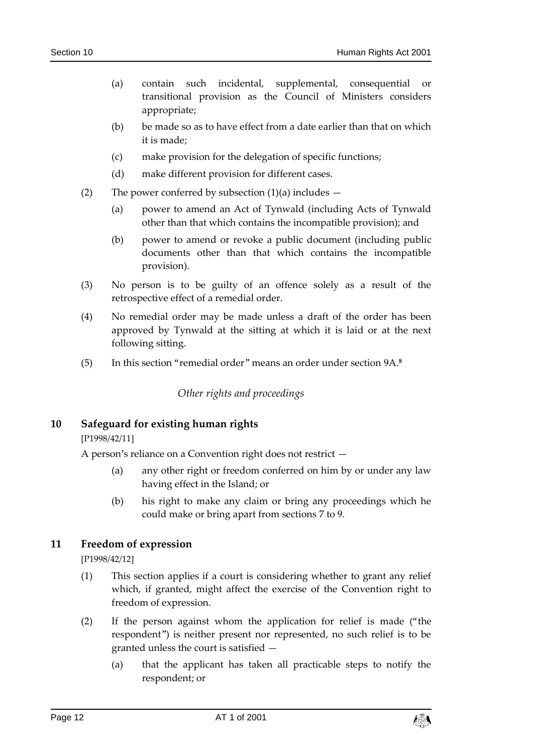(a) contain such incidental, supplemental, consequential or transitional provision as the Council of Ministers considers appropriate;

(b) be made so as to have effect from a date earlier than that on which it is made;

(c) make provision for the delegation of specific functions;

(d) make different provision for different cases.

(2) The power conferred by subsection (1)(a) includes —

(a) power to amend an Act of Tynwald (including Acts of Tynwald other than that which contains the incompatible provision); and

(b) power to amend or revoke a public document (including public documents other than that which contains the incompatible provision).

(3) No person is to be guilty of an offence solely as a result of the retrospective effect of a remedial order.

(4) No remedial order may be made unless a draft of the order has been approved by Tynwald at the sitting at which it is laid or at the next following sitting.

(5) In this section "remedial order" means an order under section 9A.[8]

*Other rights and proceedings*

## 10 Safeguard for existing human rights

[P1998/42/11]

A person's reliance on a Convention right does not restrict —

(a) any other right or freedom conferred on him by or under any law having effect in the Island; or

(b) his right to make any claim or bring any proceedings which he could make or bring apart from sections 7 to 9.

## 11 Freedom of expression

[P1998/42/12]

(1) This section applies if a court is considering whether to grant any relief which, if granted, might affect the exercise of the Convention right to freedom of expression.

(2) If the person against whom the application for relief is made ("the respondent") is neither present nor represented, no such relief is to be granted unless the court is satisfied —

(a) that the applicant has taken all practicable steps to notify the respondent; or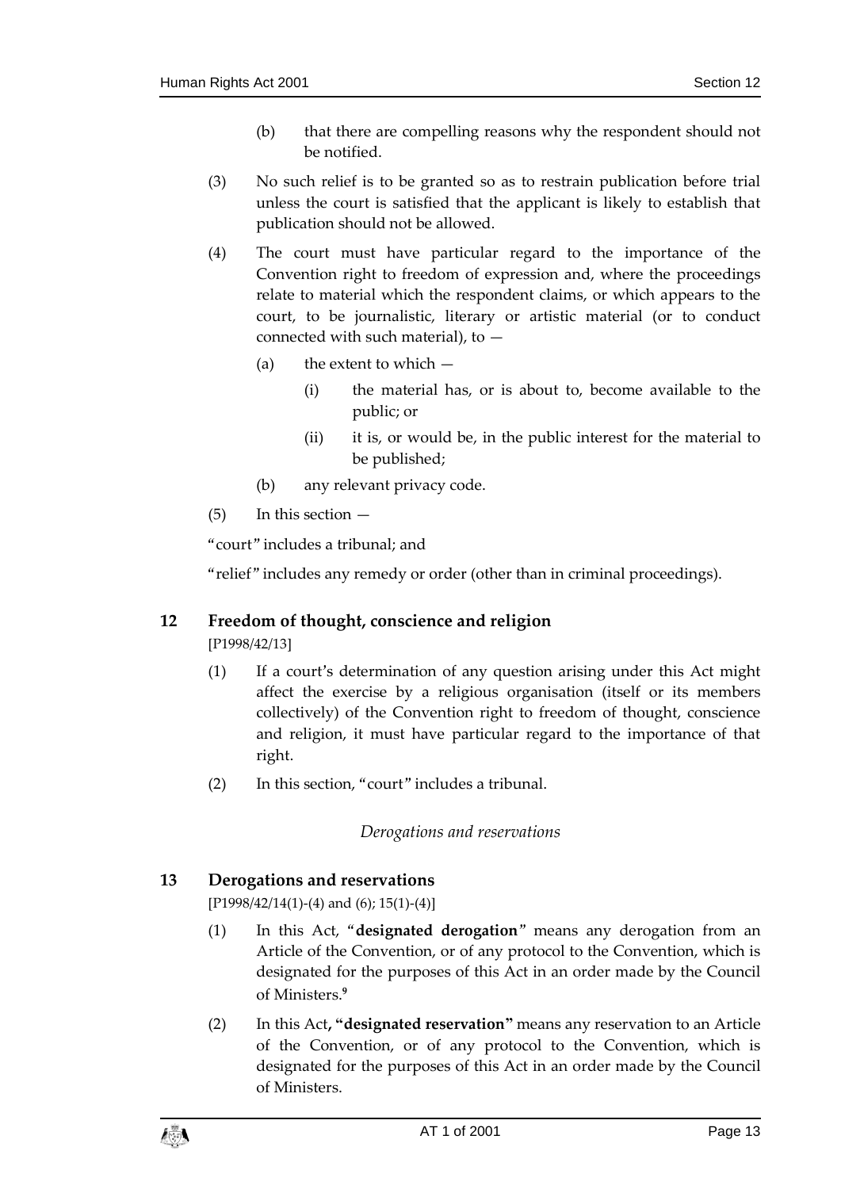(b) that there are compelling reasons why the respondent should not be notified.

(3) No such relief is to be granted so as to restrain publication before trial unless the court is satisfied that the applicant is likely to establish that publication should not be allowed.

(4) The court must have particular regard to the importance of the Convention right to freedom of expression and, where the proceedings relate to material which the respondent claims, or which appears to the court, to be journalistic, literary or artistic material (or to conduct connected with such material), to —

(a) the extent to which —

(i) the material has, or is about to, become available to the public; or

(ii) it is, or would be, in the public interest for the material to be published;

(b) any relevant privacy code.

(5) In this section —

"court" includes a tribunal; and

"relief" includes any remedy or order (other than in criminal proceedings).

## 12 Freedom of thought, conscience and religion

[P1998/42/13]

(1) If a court's determination of any question arising under this Act might affect the exercise by a religious organisation (itself or its members collectively) of the Convention right to freedom of thought, conscience and religion, it must have particular regard to the importance of that right.

(2) In this section, "court" includes a tribunal.

*Derogations and reservations*

## 13 Derogations and reservations

[P1998/42/14(1)-(4) and (6); 15(1)-(4)]

(1) In this Act, "**designated derogation**" means any derogation from an Article of the Convention, or of any protocol to the Convention, which is designated for the purposes of this Act in an order made by the Council of Ministers.[9]

(2) In this Act**, "designated reservation"** means any reservation to an Article of the Convention, or of any protocol to the Convention, which is designated for the purposes of this Act in an order made by the Council of Ministers.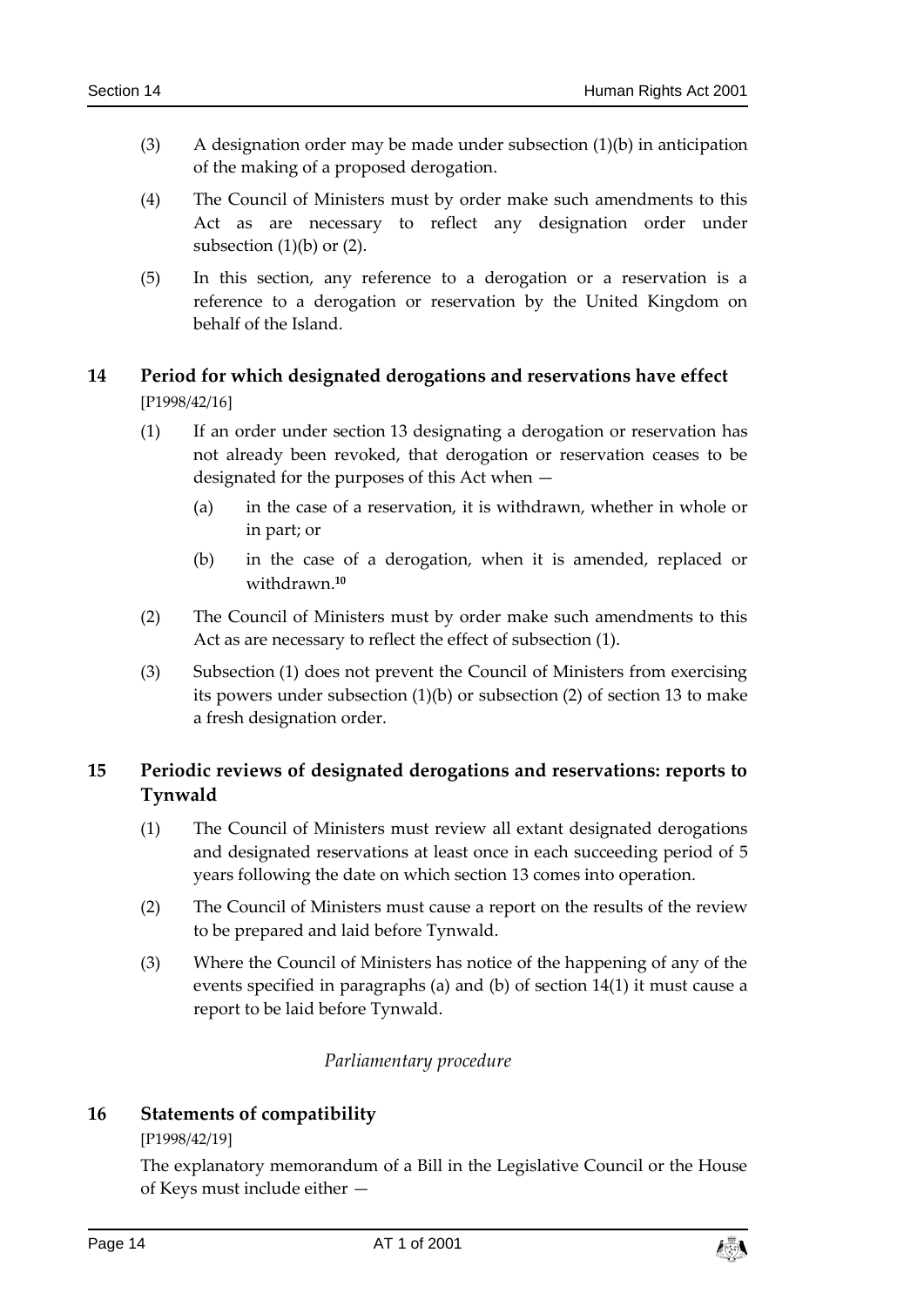(3) A designation order may be made under subsection (1)(b) in anticipation of the making of a proposed derogation.

(4) The Council of Ministers must by order make such amendments to this Act as are necessary to reflect any designation order under subsection (1)(b) or (2).

(5) In this section, any reference to a derogation or a reservation is a reference to a derogation or reservation by the United Kingdom on behalf of the Island.

## 14 Period for which designated derogations and reservations have effect

[P1998/42/16]

(1) If an order under section 13 designating a derogation or reservation has not already been revoked, that derogation or reservation ceases to be designated for the purposes of this Act when —

(a) in the case of a reservation, it is withdrawn, whether in whole or in part; or

(b) in the case of a derogation, when it is amended, replaced or withdrawn.[10]

(2) The Council of Ministers must by order make such amendments to this Act as are necessary to reflect the effect of subsection (1).

(3) Subsection (1) does not prevent the Council of Ministers from exercising its powers under subsection (1)(b) or subsection (2) of section 13 to make a fresh designation order.

## 15 Periodic reviews of designated derogations and reservations: reports to Tynwald

(1) The Council of Ministers must review all extant designated derogations and designated reservations at least once in each succeeding period of 5 years following the date on which section 13 comes into operation.

(2) The Council of Ministers must cause a report on the results of the review to be prepared and laid before Tynwald.

(3) Where the Council of Ministers has notice of the happening of any of the events specified in paragraphs (a) and (b) of section 14(1) it must cause a report to be laid before Tynwald.

*Parliamentary procedure*

## 16 Statements of compatibility

[P1998/42/19]

The explanatory memorandum of a Bill in the Legislative Council or the House of Keys must include either —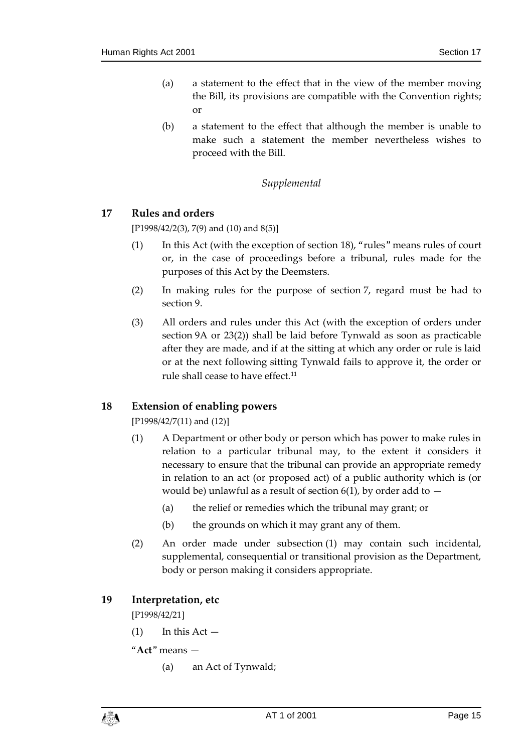(a) a statement to the effect that in the view of the member moving the Bill, its provisions are compatible with the Convention rights; or

(b) a statement to the effect that although the member is unable to make such a statement the member nevertheless wishes to proceed with the Bill.

*Supplemental*

## 17 Rules and orders

[P1998/42/2(3), 7(9) and (10) and 8(5)]

(1) In this Act (with the exception of section 18), "rules" means rules of court or, in the case of proceedings before a tribunal, rules made for the purposes of this Act by the Deemsters.

(2) In making rules for the purpose of section 7, regard must be had to section 9.

(3) All orders and rules under this Act (with the exception of orders under section 9A or 23(2)) shall be laid before Tynwald as soon as practicable after they are made, and if at the sitting at which any order or rule is laid or at the next following sitting Tynwald fails to approve it, the order or rule shall cease to have effect.[11]

## 18 Extension of enabling powers

[P1998/42/7(11) and (12)]

(1) A Department or other body or person which has power to make rules in relation to a particular tribunal may, to the extent it considers it necessary to ensure that the tribunal can provide an appropriate remedy in relation to an act (or proposed act) of a public authority which is (or would be) unlawful as a result of section 6(1), by order add to —

(a) the relief or remedies which the tribunal may grant; or

(b) the grounds on which it may grant any of them.

(2) An order made under subsection (1) may contain such incidental, supplemental, consequential or transitional provision as the Department, body or person making it considers appropriate.

## 19 Interpretation, etc

[P1998/42/21]

(1) In this Act —

"**Act**" means —

(a) an Act of Tynwald;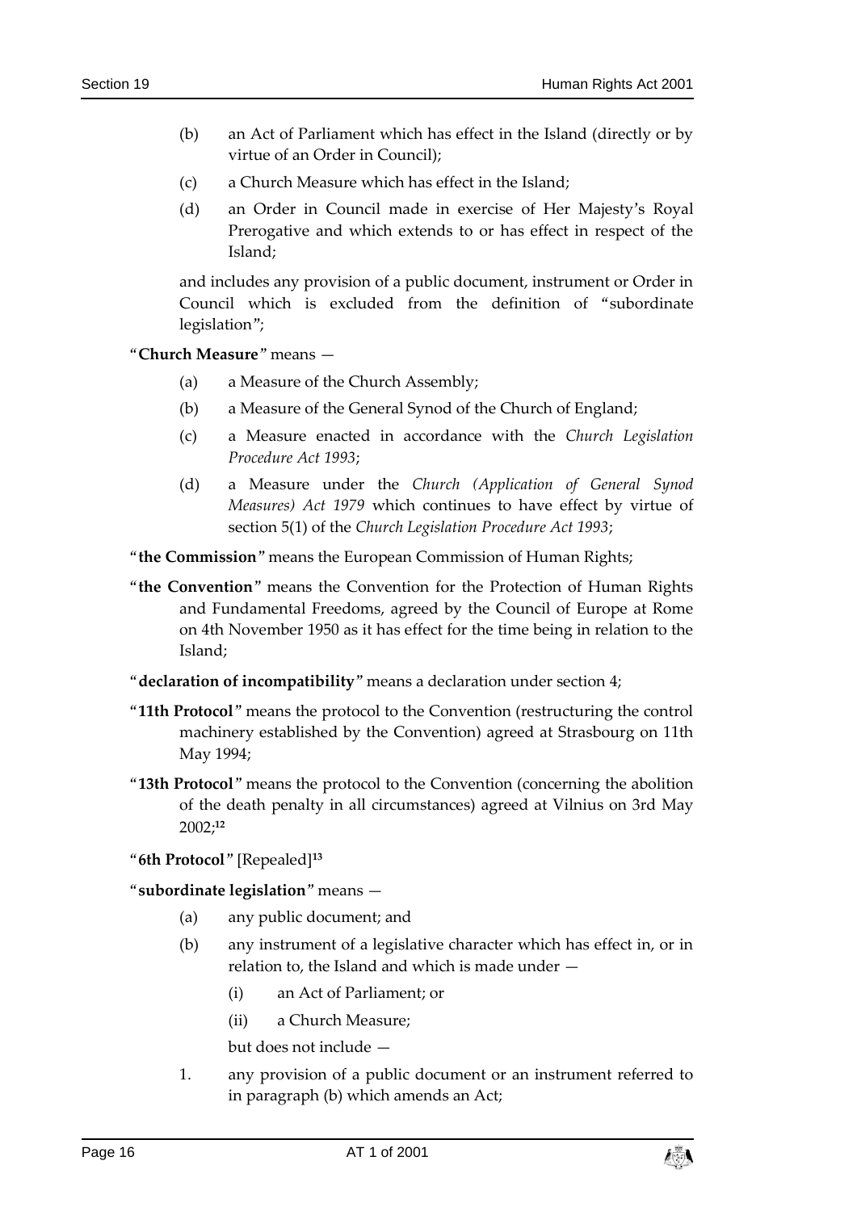(b) an Act of Parliament which has effect in the Island (directly or by virtue of an Order in Council);

(c) a Church Measure which has effect in the Island;

(d) an Order in Council made in exercise of Her Majesty's Royal Prerogative and which extends to or has effect in respect of the Island;

and includes any provision of a public document, instrument or Order in Council which is excluded from the definition of "subordinate legislation";

"**Church Measure**" means —

(a) a Measure of the Church Assembly;

(b) a Measure of the General Synod of the Church of England;

(c) a Measure enacted in accordance with the *Church Legislation Procedure Act 1993*;

(d) a Measure under the *Church (Application of General Synod Measures) Act 1979* which continues to have effect by virtue of section 5(1) of the *Church Legislation Procedure Act 1993*;

"**the Commission**" means the European Commission of Human Rights;

"**the Convention**" means the Convention for the Protection of Human Rights and Fundamental Freedoms, agreed by the Council of Europe at Rome on 4th November 1950 as it has effect for the time being in relation to the Island;

"**declaration of incompatibility**" means a declaration under section 4;

"**11th Protocol**" means the protocol to the Convention (restructuring the control machinery established by the Convention) agreed at Strasbourg on 11th May 1994;

"**13th Protocol**" means the protocol to the Convention (concerning the abolition of the death penalty in all circumstances) agreed at Vilnius on 3rd May 2002;[12]

"**6th Protocol**" [Repealed][13]

"**subordinate legislation**" means —

(a) any public document; and

(b) any instrument of a legislative character which has effect in, or in relation to, the Island and which is made under —

(i) an Act of Parliament; or

(ii) a Church Measure;

but does not include —

1. any provision of a public document or an instrument referred to in paragraph (b) which amends an Act;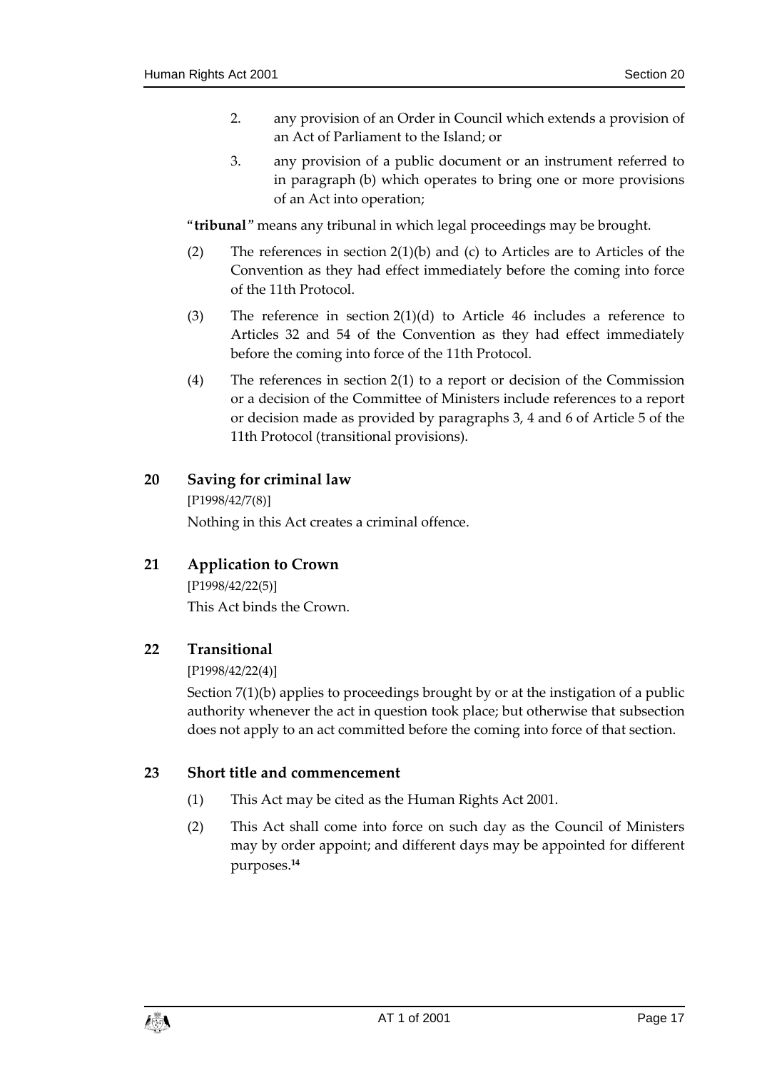2. any provision of an Order in Council which extends a provision of an Act of Parliament to the Island; or

3. any provision of a public document or an instrument referred to in paragraph (b) which operates to bring one or more provisions of an Act into operation;

"**tribunal**" means any tribunal in which legal proceedings may be brought.

(2) The references in section 2(1)(b) and (c) to Articles are to Articles of the Convention as they had effect immediately before the coming into force of the 11th Protocol.

(3) The reference in section 2(1)(d) to Article 46 includes a reference to Articles 32 and 54 of the Convention as they had effect immediately before the coming into force of the 11th Protocol.

(4) The references in section 2(1) to a report or decision of the Commission or a decision of the Committee of Ministers include references to a report or decision made as provided by paragraphs 3, 4 and 6 of Article 5 of the 11th Protocol (transitional provisions).

## 20 Saving for criminal law

[P1998/42/7(8)]

Nothing in this Act creates a criminal offence.

## 21 Application to Crown

[P1998/42/22(5)]

This Act binds the Crown.

## 22 Transitional

[P1998/42/22(4)]

Section 7(1)(b) applies to proceedings brought by or at the instigation of a public authority whenever the act in question took place; but otherwise that subsection does not apply to an act committed before the coming into force of that section.

## 23 Short title and commencement

(1) This Act may be cited as the Human Rights Act 2001.

(2) This Act shall come into force on such day as the Council of Ministers may by order appoint; and different days may be appointed for different purposes.[14]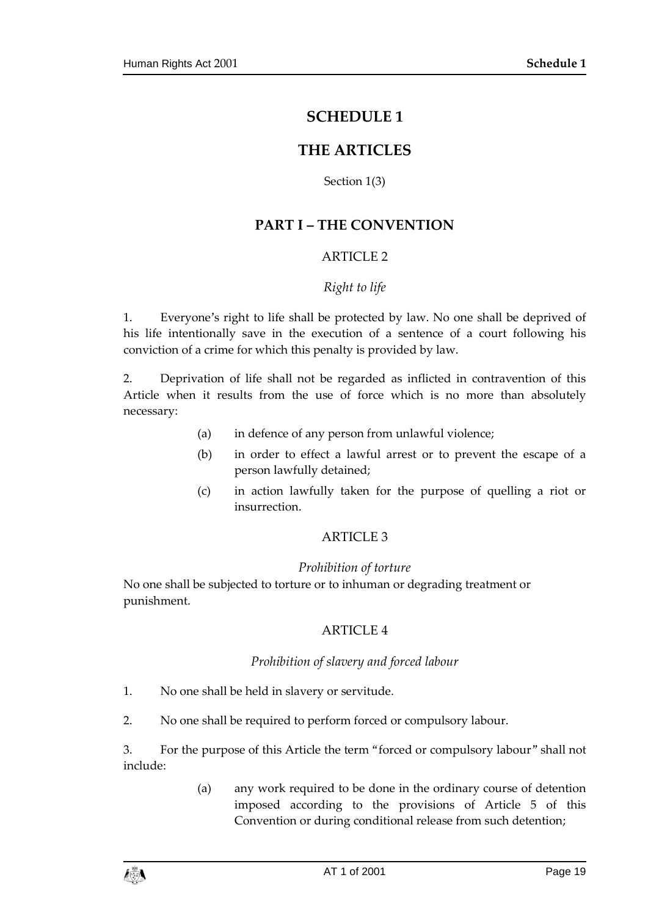# SCHEDULE 1

# THE ARTICLES

Section 1(3)

## PART I – THE CONVENTION

### ARTICLE 2

*Right to life*

1. Everyone's right to life shall be protected by law. No one shall be deprived of his life intentionally save in the execution of a sentence of a court following his conviction of a crime for which this penalty is provided by law.

2. Deprivation of life shall not be regarded as inflicted in contravention of this Article when it results from the use of force which is no more than absolutely necessary:

   (a) in defence of any person from unlawful violence;

   (b) in order to effect a lawful arrest or to prevent the escape of a person lawfully detained;

   (c) in action lawfully taken for the purpose of quelling a riot or insurrection.

### ARTICLE 3

*Prohibition of torture*

No one shall be subjected to torture or to inhuman or degrading treatment or punishment.

### ARTICLE 4

*Prohibition of slavery and forced labour*

1. No one shall be held in slavery or servitude.

2. No one shall be required to perform forced or compulsory labour.

3. For the purpose of this Article the term "forced or compulsory labour" shall not include:

   (a) any work required to be done in the ordinary course of detention imposed according to the provisions of Article 5 of this Convention or during conditional release from such detention;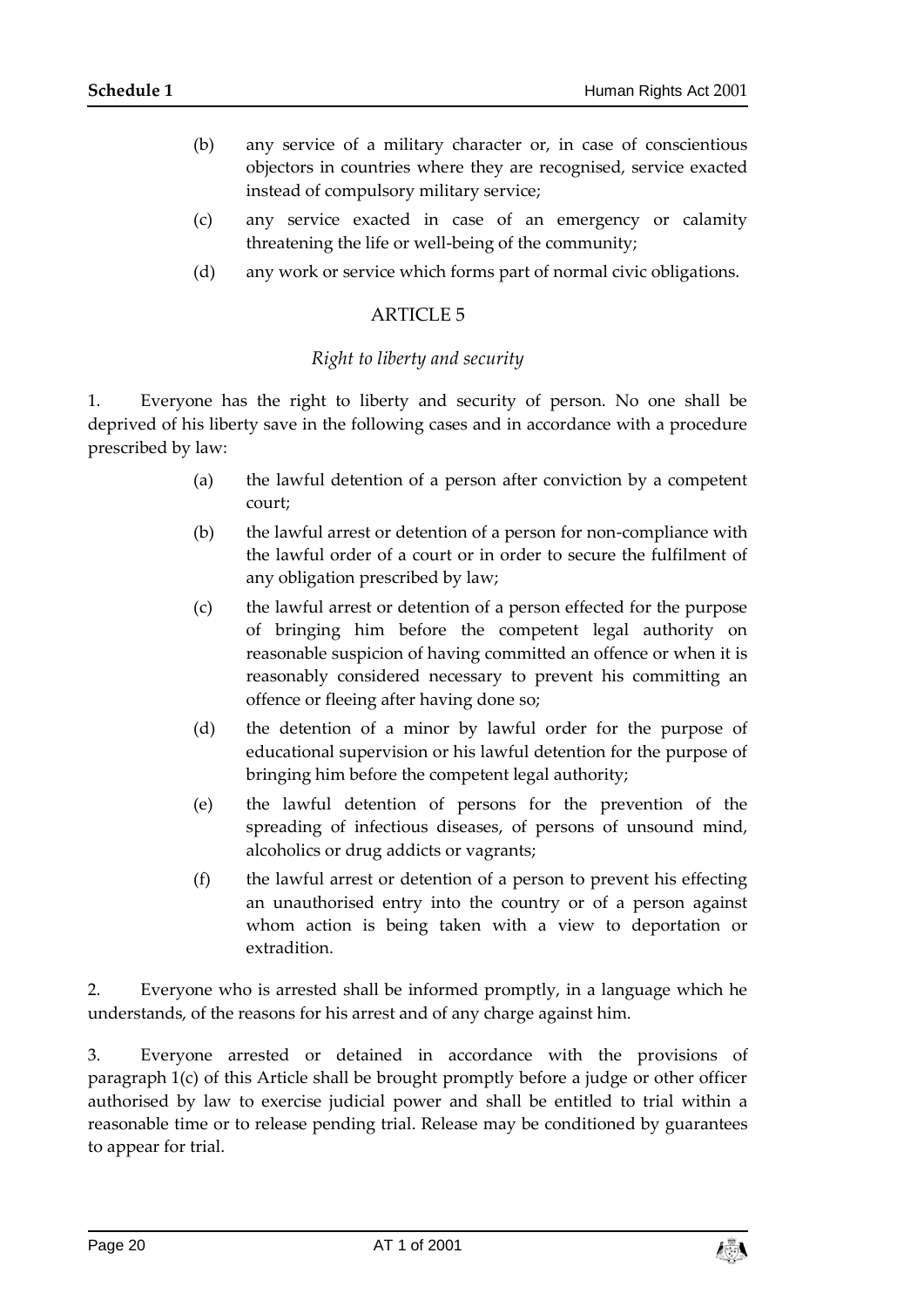(b) any service of a military character or, in case of conscientious objectors in countries where they are recognised, service exacted instead of compulsory military service;

(c) any service exacted in case of an emergency or calamity threatening the life or well-being of the community;

(d) any work or service which forms part of normal civic obligations.

## ARTICLE 5

### *Right to liberty and security*

1. Everyone has the right to liberty and security of person. No one shall be deprived of his liberty save in the following cases and in accordance with a procedure prescribed by law:

(a) the lawful detention of a person after conviction by a competent court;

(b) the lawful arrest or detention of a person for non-compliance with the lawful order of a court or in order to secure the fulfilment of any obligation prescribed by law;

(c) the lawful arrest or detention of a person effected for the purpose of bringing him before the competent legal authority on reasonable suspicion of having committed an offence or when it is reasonably considered necessary to prevent his committing an offence or fleeing after having done so;

(d) the detention of a minor by lawful order for the purpose of educational supervision or his lawful detention for the purpose of bringing him before the competent legal authority;

(e) the lawful detention of persons for the prevention of the spreading of infectious diseases, of persons of unsound mind, alcoholics or drug addicts or vagrants;

(f) the lawful arrest or detention of a person to prevent his effecting an unauthorised entry into the country or of a person against whom action is being taken with a view to deportation or extradition.

2. Everyone who is arrested shall be informed promptly, in a language which he understands, of the reasons for his arrest and of any charge against him.

3. Everyone arrested or detained in accordance with the provisions of paragraph 1(c) of this Article shall be brought promptly before a judge or other officer authorised by law to exercise judicial power and shall be entitled to trial within a reasonable time or to release pending trial. Release may be conditioned by guarantees to appear for trial.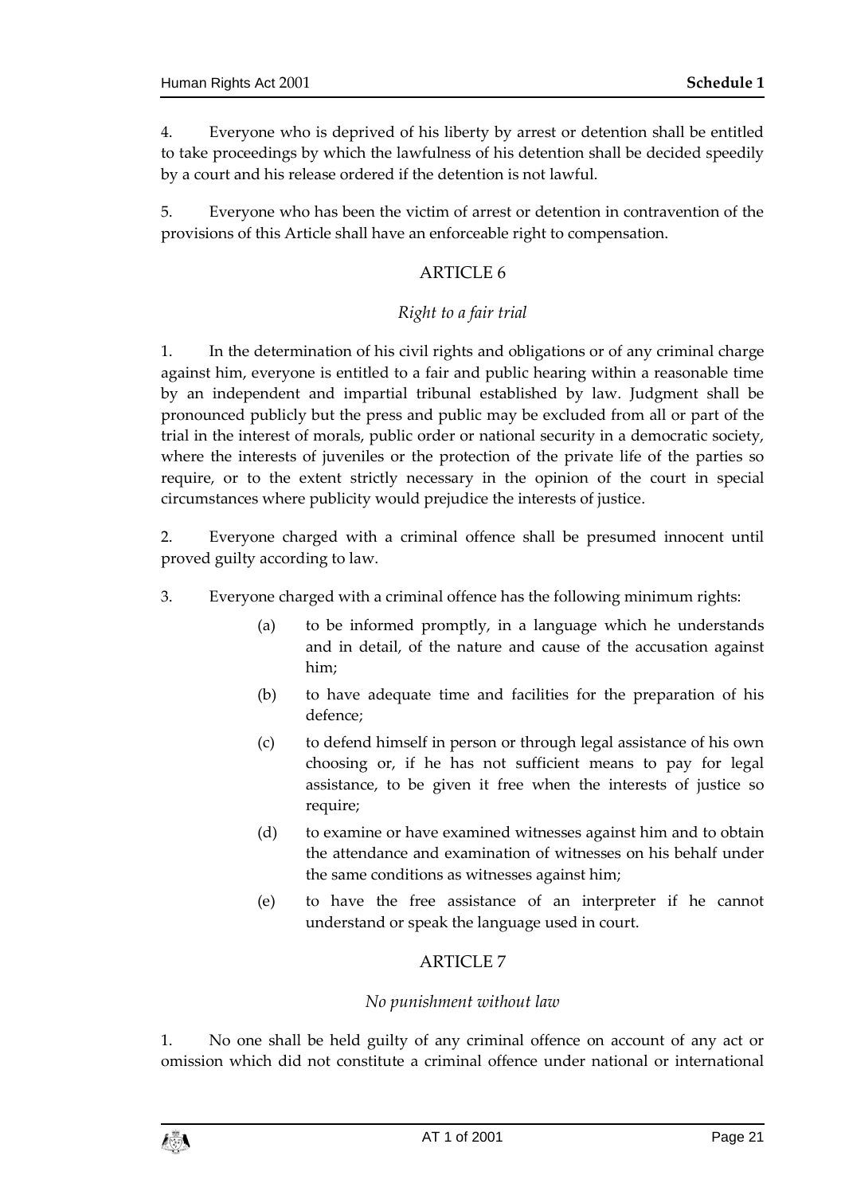4. Everyone who is deprived of his liberty by arrest or detention shall be entitled to take proceedings by which the lawfulness of his detention shall be decided speedily by a court and his release ordered if the detention is not lawful.

5. Everyone who has been the victim of arrest or detention in contravention of the provisions of this Article shall have an enforceable right to compensation.

## ARTICLE 6

### *Right to a fair trial*

1. In the determination of his civil rights and obligations or of any criminal charge against him, everyone is entitled to a fair and public hearing within a reasonable time by an independent and impartial tribunal established by law. Judgment shall be pronounced publicly but the press and public may be excluded from all or part of the trial in the interest of morals, public order or national security in a democratic society, where the interests of juveniles or the protection of the private life of the parties so require, or to the extent strictly necessary in the opinion of the court in special circumstances where publicity would prejudice the interests of justice.

2. Everyone charged with a criminal offence shall be presumed innocent until proved guilty according to law.

3. Everyone charged with a criminal offence has the following minimum rights:

   (a) to be informed promptly, in a language which he understands and in detail, of the nature and cause of the accusation against him;

   (b) to have adequate time and facilities for the preparation of his defence;

   (c) to defend himself in person or through legal assistance of his own choosing or, if he has not sufficient means to pay for legal assistance, to be given it free when the interests of justice so require;

   (d) to examine or have examined witnesses against him and to obtain the attendance and examination of witnesses on his behalf under the same conditions as witnesses against him;

   (e) to have the free assistance of an interpreter if he cannot understand or speak the language used in court.

## ARTICLE 7

### *No punishment without law*

1. No one shall be held guilty of any criminal offence on account of any act or omission which did not constitute a criminal offence under national or international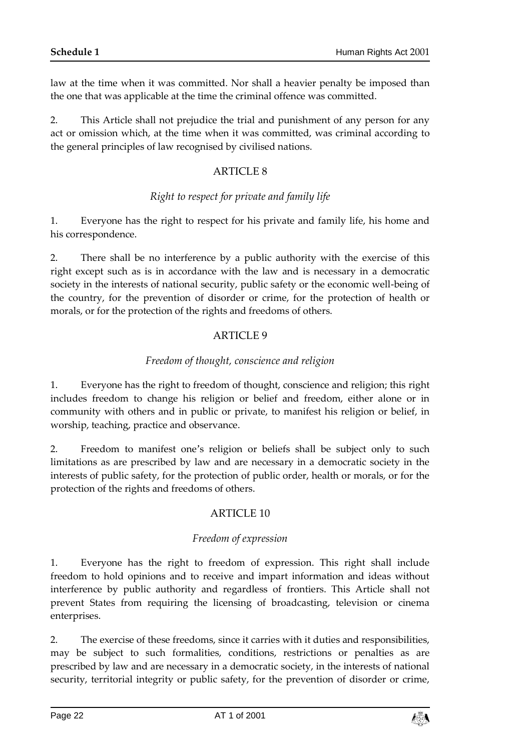law at the time when it was committed. Nor shall a heavier penalty be imposed than the one that was applicable at the time the criminal offence was committed.

2. This Article shall not prejudice the trial and punishment of any person for any act or omission which, at the time when it was committed, was criminal according to the general principles of law recognised by civilised nations.

### ARTICLE 8

*Right to respect for private and family life*

1. Everyone has the right to respect for his private and family life, his home and his correspondence.

2. There shall be no interference by a public authority with the exercise of this right except such as is in accordance with the law and is necessary in a democratic society in the interests of national security, public safety or the economic well-being of the country, for the prevention of disorder or crime, for the protection of health or morals, or for the protection of the rights and freedoms of others.

### ARTICLE 9

*Freedom of thought, conscience and religion*

1. Everyone has the right to freedom of thought, conscience and religion; this right includes freedom to change his religion or belief and freedom, either alone or in community with others and in public or private, to manifest his religion or belief, in worship, teaching, practice and observance.

2. Freedom to manifest one's religion or beliefs shall be subject only to such limitations as are prescribed by law and are necessary in a democratic society in the interests of public safety, for the protection of public order, health or morals, or for the protection of the rights and freedoms of others.

### ARTICLE 10

*Freedom of expression*

1. Everyone has the right to freedom of expression. This right shall include freedom to hold opinions and to receive and impart information and ideas without interference by public authority and regardless of frontiers. This Article shall not prevent States from requiring the licensing of broadcasting, television or cinema enterprises.

2. The exercise of these freedoms, since it carries with it duties and responsibilities, may be subject to such formalities, conditions, restrictions or penalties as are prescribed by law and are necessary in a democratic society, in the interests of national security, territorial integrity or public safety, for the prevention of disorder or crime,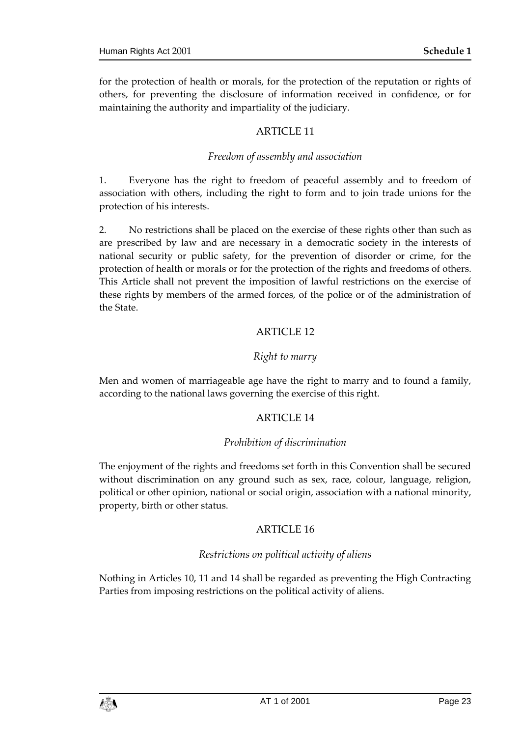for the protection of health or morals, for the protection of the reputation or rights of others, for preventing the disclosure of information received in confidence, or for maintaining the authority and impartiality of the judiciary.

## ARTICLE 11

*Freedom of assembly and association*

1. Everyone has the right to freedom of peaceful assembly and to freedom of association with others, including the right to form and to join trade unions for the protection of his interests.

2. No restrictions shall be placed on the exercise of these rights other than such as are prescribed by law and are necessary in a democratic society in the interests of national security or public safety, for the prevention of disorder or crime, for the protection of health or morals or for the protection of the rights and freedoms of others. This Article shall not prevent the imposition of lawful restrictions on the exercise of these rights by members of the armed forces, of the police or of the administration of the State.

## ARTICLE 12

*Right to marry*

Men and women of marriageable age have the right to marry and to found a family, according to the national laws governing the exercise of this right.

## ARTICLE 14

*Prohibition of discrimination*

The enjoyment of the rights and freedoms set forth in this Convention shall be secured without discrimination on any ground such as sex, race, colour, language, religion, political or other opinion, national or social origin, association with a national minority, property, birth or other status.

## ARTICLE 16

*Restrictions on political activity of aliens*

Nothing in Articles 10, 11 and 14 shall be regarded as preventing the High Contracting Parties from imposing restrictions on the political activity of aliens.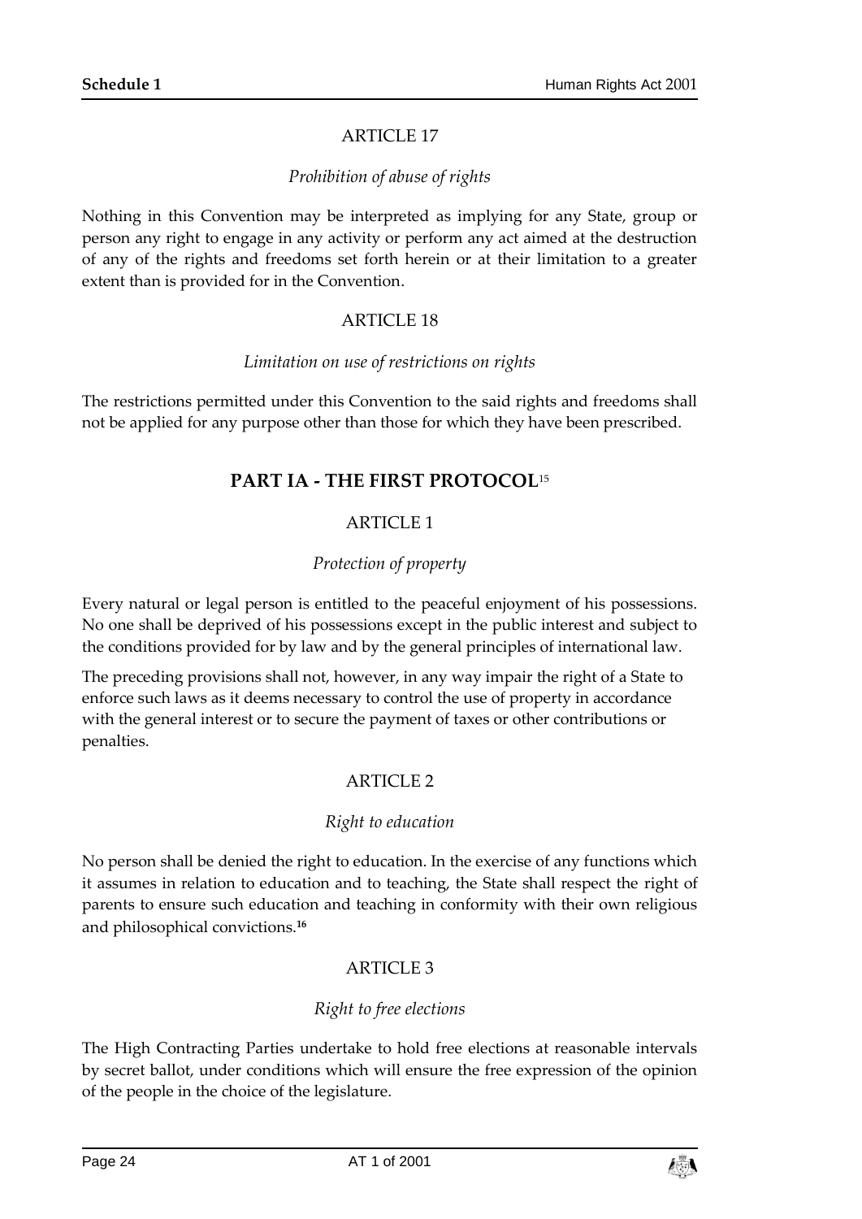ARTICLE 17

*Prohibition of abuse of rights*

Nothing in this Convention may be interpreted as implying for any State, group or person any right to engage in any activity or perform any act aimed at the destruction of any of the rights and freedoms set forth herein or at their limitation to a greater extent than is provided for in the Convention.

ARTICLE 18

*Limitation on use of restrictions on rights*

The restrictions permitted under this Convention to the said rights and freedoms shall not be applied for any purpose other than those for which they have been prescribed.

## PART IA - THE FIRST PROTOCOL[15]

ARTICLE 1

*Protection of property*

Every natural or legal person is entitled to the peaceful enjoyment of his possessions. No one shall be deprived of his possessions except in the public interest and subject to the conditions provided for by law and by the general principles of international law.

The preceding provisions shall not, however, in any way impair the right of a State to enforce such laws as it deems necessary to control the use of property in accordance with the general interest or to secure the payment of taxes or other contributions or penalties.

ARTICLE 2

*Right to education*

No person shall be denied the right to education. In the exercise of any functions which it assumes in relation to education and to teaching, the State shall respect the right of parents to ensure such education and teaching in conformity with their own religious and philosophical convictions.[16]

ARTICLE 3

*Right to free elections*

The High Contracting Parties undertake to hold free elections at reasonable intervals by secret ballot, under conditions which will ensure the free expression of the opinion of the people in the choice of the legislature.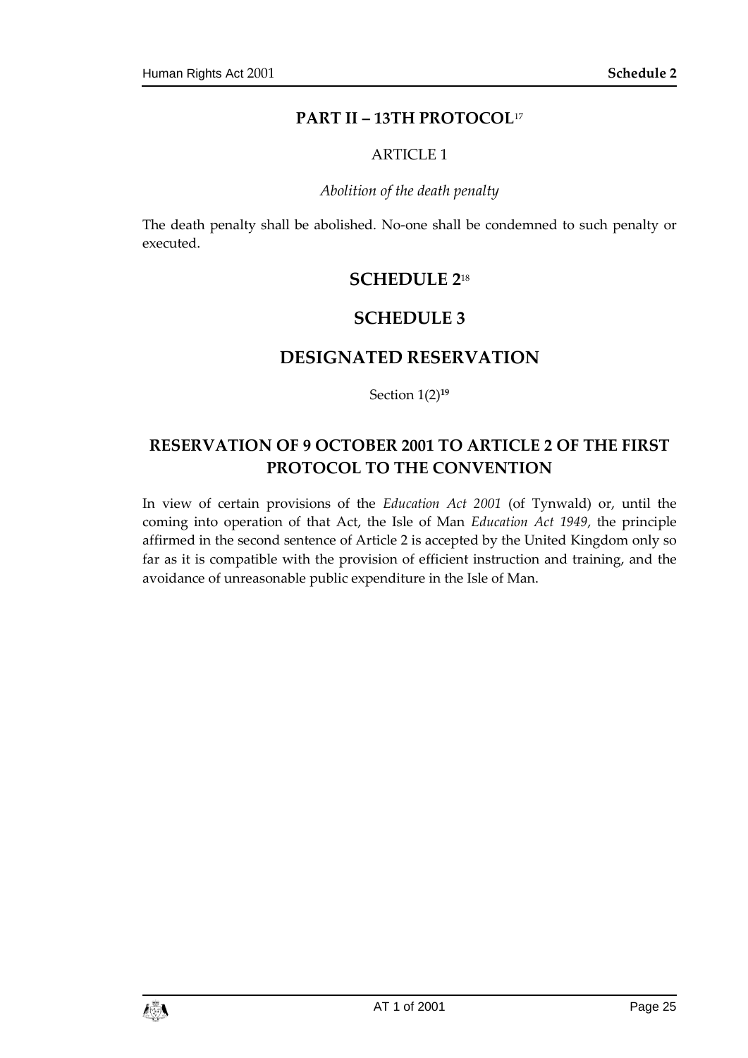## PART II – 13TH PROTOCOL[17]

ARTICLE 1

*Abolition of the death penalty*

The death penalty shall be abolished. No-one shall be condemned to such penalty or executed.

# SCHEDULE 2[18]

# SCHEDULE 3

# DESIGNATED RESERVATION

Section 1(2)[19]

## RESERVATION OF 9 OCTOBER 2001 TO ARTICLE 2 OF THE FIRST PROTOCOL TO THE CONVENTION

In view of certain provisions of the *Education Act 2001* (of Tynwald) or, until the coming into operation of that Act, the Isle of Man *Education Act 1949*, the principle affirmed in the second sentence of Article 2 is accepted by the United Kingdom only so far as it is compatible with the provision of efficient instruction and training, and the avoidance of unreasonable public expenditure in the Isle of Man.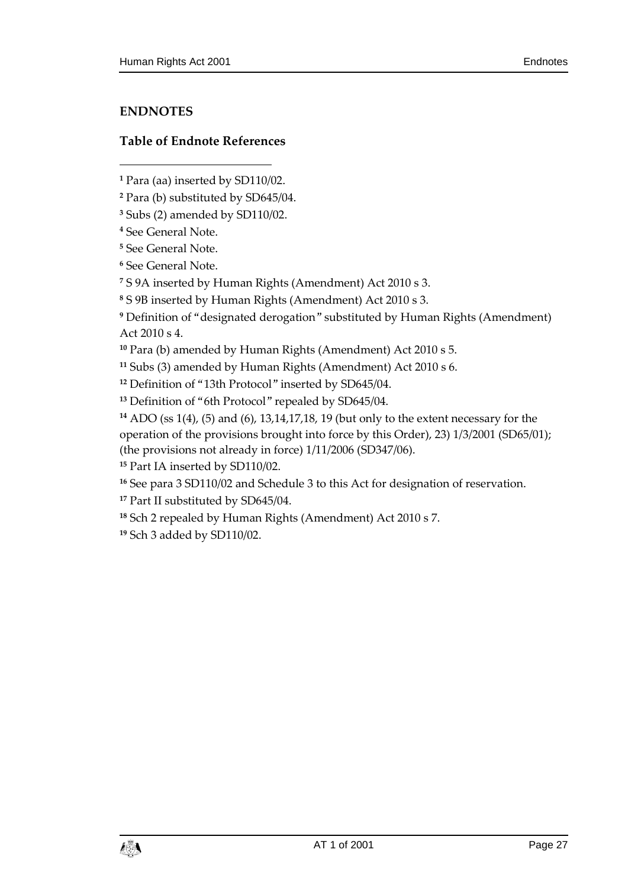## ENDNOTES

### Table of Endnote References

[1] Para (aa) inserted by SD110/02.

[2] Para (b) substituted by SD645/04.

[3] Subs (2) amended by SD110/02.

[4] See General Note.

[5] See General Note.

[6] See General Note.

[7] S 9A inserted by Human Rights (Amendment) Act 2010 s 3.

[8] S 9B inserted by Human Rights (Amendment) Act 2010 s 3.

[9] Definition of "designated derogation" substituted by Human Rights (Amendment) Act 2010 s 4.

[10] Para (b) amended by Human Rights (Amendment) Act 2010 s 5.

[11] Subs (3) amended by Human Rights (Amendment) Act 2010 s 6.

[12] Definition of "13th Protocol" inserted by SD645/04.

[13] Definition of "6th Protocol" repealed by SD645/04.

[14] ADO (ss 1(4), (5) and (6), 13,14,17,18, 19 (but only to the extent necessary for the operation of the provisions brought into force by this Order), 23) 1/3/2001 (SD65/01); (the provisions not already in force) 1/11/2006 (SD347/06).

[15] Part IA inserted by SD110/02.

[16] See para 3 SD110/02 and Schedule 3 to this Act for designation of reservation.

[17] Part II substituted by SD645/04.

[18] Sch 2 repealed by Human Rights (Amendment) Act 2010 s 7.

[19] Sch 3 added by SD110/02.